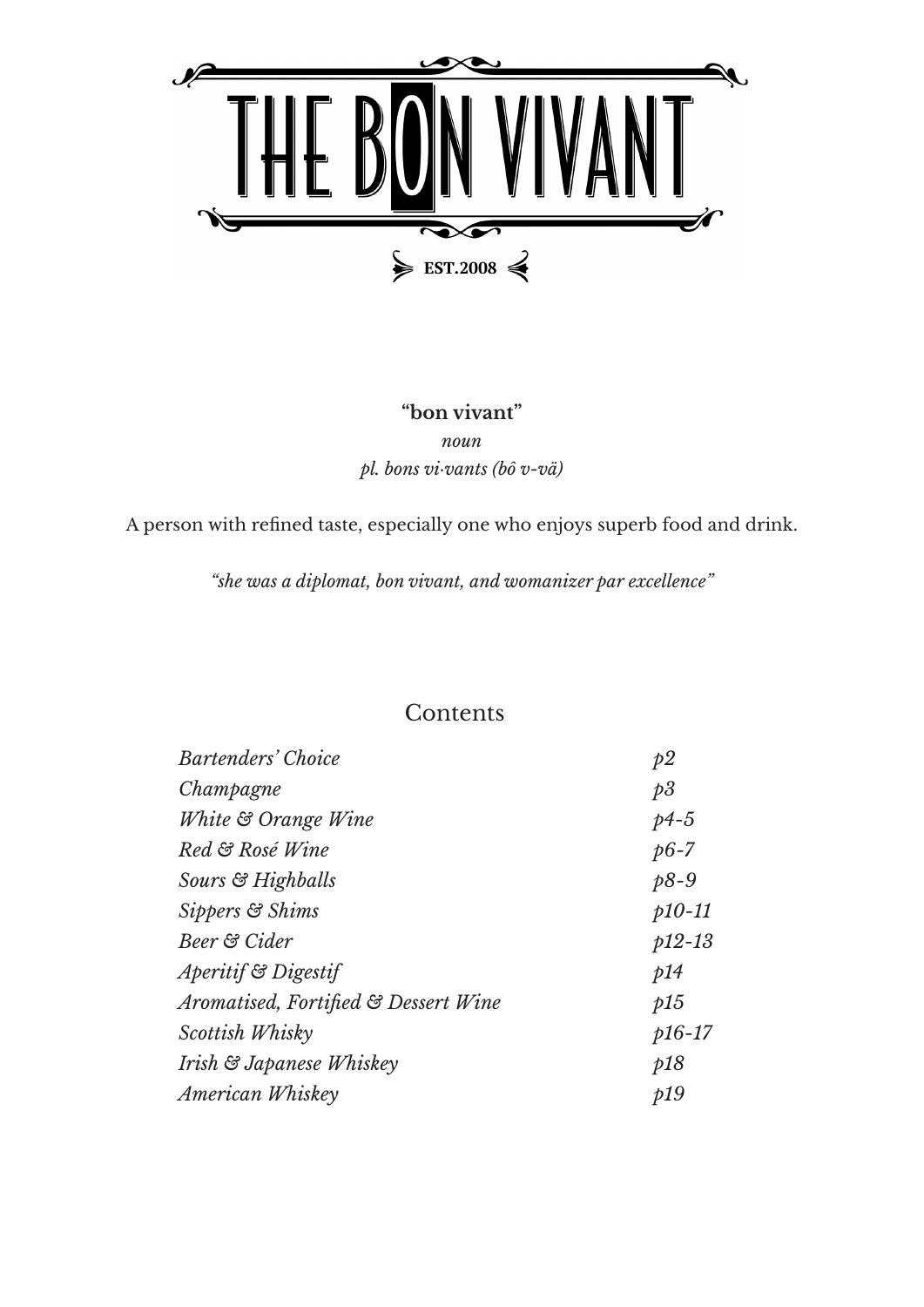# THE BON VIVANT

EST.2008

**"bon vivant"**

*noun*

*pl. bons vi·vants (bô v-vä)*

A person with refined taste, especially one who enjoys superb food and drink.

*"she was a diplomat, bon vivant, and womanizer par excellence"*

## Contents

| | |
|---|---|
| *Bartenders' Choice* | *p2* |
| *Champagne* | *p3* |
| *White & Orange Wine* | *p4-5* |
| *Red & Rosé Wine* | *p6-7* |
| *Sours & Highballs* | *p8-9* |
| *Sippers & Shims* | *p10-11* |
| *Beer & Cider* | *p12-13* |
| *Aperitif & Digestif* | *p14* |
| *Aromatised, Fortified & Dessert Wine* | *p15* |
| *Scottish Whisky* | *p16-17* |
| *Irish & Japanese Whiskey* | *p18* |
| *American Whiskey* | *p19* |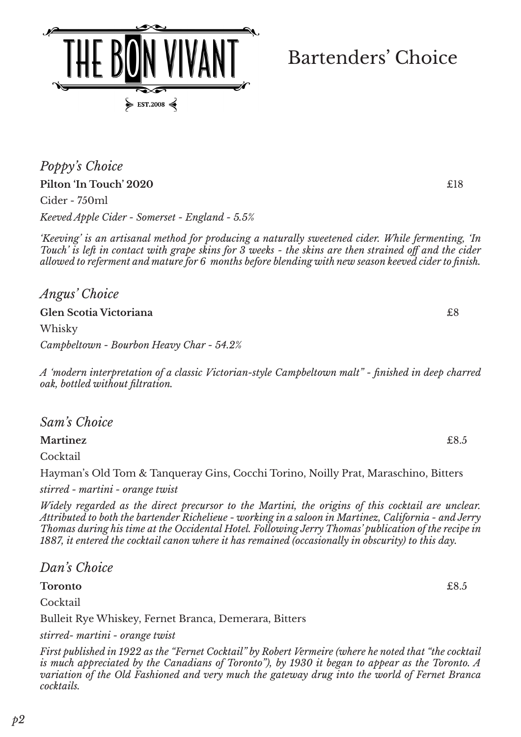# THE BON VIVANT

EST.2008

## Bartenders' Choice

### *Poppy's Choice*

**Pilton 'In Touch' 2020** £18

Cider - 750ml

*Keeved Apple Cider - Somerset - England - 5.5%*

*'Keeving' is an artisanal method for producing a naturally sweetened cider. While fermenting, 'In Touch' is left in contact with grape skins for 3 weeks - the skins are then strained off and the cider allowed to referment and mature for 6 months before blending with new season keeved cider to finish.*

### *Angus' Choice*

**Glen Scotia Victoriana** £8

Whisky

*Campbeltown - Bourbon Heavy Char - 54.2%*

*A 'modern interpretation of a classic Victorian-style Campbeltown malt" - finished in deep charred oak, bottled without filtration.*

### *Sam's Choice*

**Martinez** £8.5

Cocktail

Hayman's Old Tom & Tanqueray Gins, Cocchi Torino, Noilly Prat, Maraschino, Bitters

*stirred - martini - orange twist*

*Widely regarded as the direct precursor to the Martini, the origins of this cocktail are unclear. Attributed to both the bartender Richelieue - working in a saloon in Martinez, California - and Jerry Thomas during his time at the Occidental Hotel. Following Jerry Thomas' publication of the recipe in 1887, it entered the cocktail canon where it has remained (occasionally in obscurity) to this day.*

### *Dan's Choice*

**Toronto** £8.5

Cocktail

Bulleit Rye Whiskey, Fernet Branca, Demerara, Bitters

*stirred- martini - orange twist*

*First published in 1922 as the "Fernet Cocktail" by Robert Vermeire (where he noted that "the cocktail is much appreciated by the Canadians of Toronto"), by 1930 it began to appear as the Toronto. A variation of the Old Fashioned and very much the gateway drug into the world of Fernet Branca cocktails.*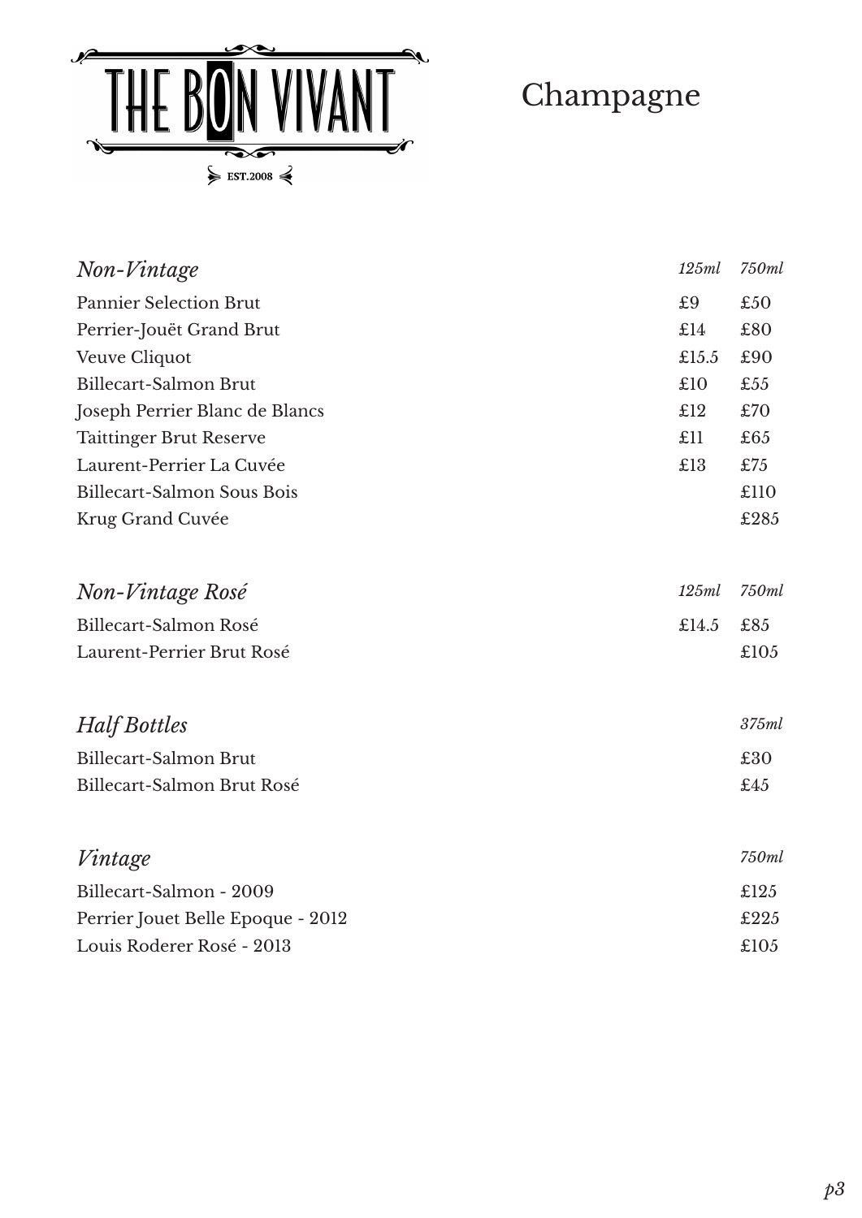THE BON VIVANT

EST.2008

# Champagne

| *Non-Vintage* | *125ml* | *750ml* |
|---|---|---|
| Pannier Selection Brut | £9 | £50 |
| Perrier-Jouët Grand Brut | £14 | £80 |
| Veuve Cliquot | £15.5 | £90 |
| Billecart-Salmon Brut | £10 | £55 |
| Joseph Perrier Blanc de Blancs | £12 | £70 |
| Taittinger Brut Reserve | £11 | £65 |
| Laurent-Perrier La Cuvée | £13 | £75 |
| Billecart-Salmon Sous Bois | | £110 |
| Krug Grand Cuvée | | £285 |

| *Non-Vintage Rosé* | *125ml* | *750ml* |
|---|---|---|
| Billecart-Salmon Rosé | £14.5 | £85 |
| Laurent-Perrier Brut Rosé | | £105 |

| *Half Bottles* | *375ml* |
|---|---|
| Billecart-Salmon Brut | £30 |
| Billecart-Salmon Brut Rosé | £45 |

| *Vintage* | *750ml* |
|---|---|
| Billecart-Salmon - 2009 | £125 |
| Perrier Jouet Belle Epoque - 2012 | £225 |
| Louis Roderer Rosé - 2013 | £105 |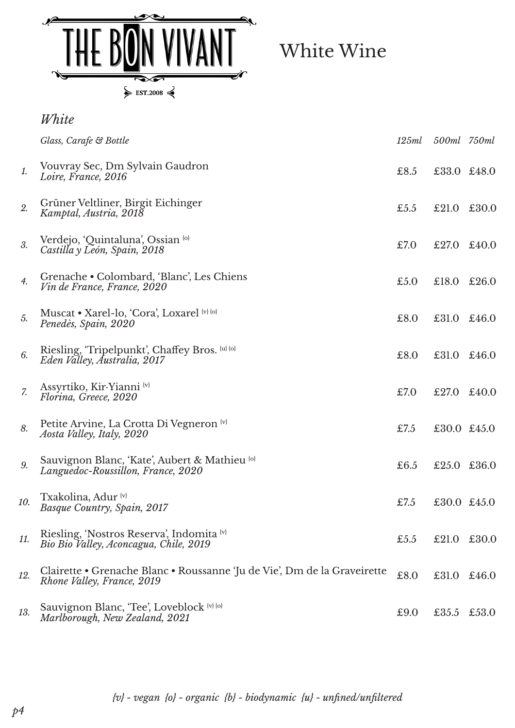# THE BON VIVANT

EST.2008

## White Wine

### *White*

| | *Glass, Carafe & Bottle* | *125ml* | *500ml* | *750ml* |
|---|---|---|---|---|
| *1.* | Vouvray Sec, Dm Sylvain Gaudron<br>*Loire, France, 2016* | £8.5 | £33.0 | £48.0 |
| *2.* | Grüner Veltliner, Birgit Eichinger<br>*Kamptal, Austria, 2018* | £5.5 | £21.0 | £30.0 |
| *3.* | Verdejo, 'Quintaluna', Ossian {o}<br>*Castilla y León, Spain, 2018* | £7.0 | £27.0 | £40.0 |
| *4.* | Grenache • Colombard, 'Blanc', Les Chiens<br>*Vin de France, France, 2020* | £5.0 | £18.0 | £26.0 |
| *5.* | Muscat • Xarel-lo, 'Cora', Loxarel {v} {o}<br>*Penedès, Spain, 2020* | £8.0 | £31.0 | £46.0 |
| *6.* | Riesling, 'Tripelpunkt', Chaffey Bros. {u} {o}<br>*Eden Valley, Australia, 2017* | £8.0 | £31.0 | £46.0 |
| *7.* | Assyrtiko, Kir-Yianni {v}<br>*Florina, Greece, 2020* | £7.0 | £27.0 | £40.0 |
| *8.* | Petite Arvine, La Crotta Di Vegneron {v}<br>*Aosta Valley, Italy, 2020* | £7.5 | £30.0 | £45.0 |
| *9.* | Sauvignon Blanc, 'Kate', Aubert & Mathieu {o}<br>*Languedoc-Roussillon, France, 2020* | £6.5 | £25.0 | £36.0 |
| *10.* | Txakolina, Adur {v}<br>*Basque Country, Spain, 2017* | £7.5 | £30.0 | £45.0 |
| *11.* | Riesling, 'Nostros Reserva', Indomita {v}<br>*Bio Bio Valley, Aconcagua, Chile, 2019* | £5.5 | £21.0 | £30.0 |
| *12.* | Clairette • Grenache Blanc • Roussanne 'Ju de Vie', Dm de la Graveirette<br>*Rhone Valley, France, 2019* | £8.0 | £31.0 | £46.0 |
| *13.* | Sauvignon Blanc, 'Tee', Loveblock {v} {o}<br>*Marlborough, New Zealand, 2021* | £9.0 | £35.5 | £53.0 |

*{v} - vegan {o} - organic {b} - biodynamic {u} - unfined/unfiltered*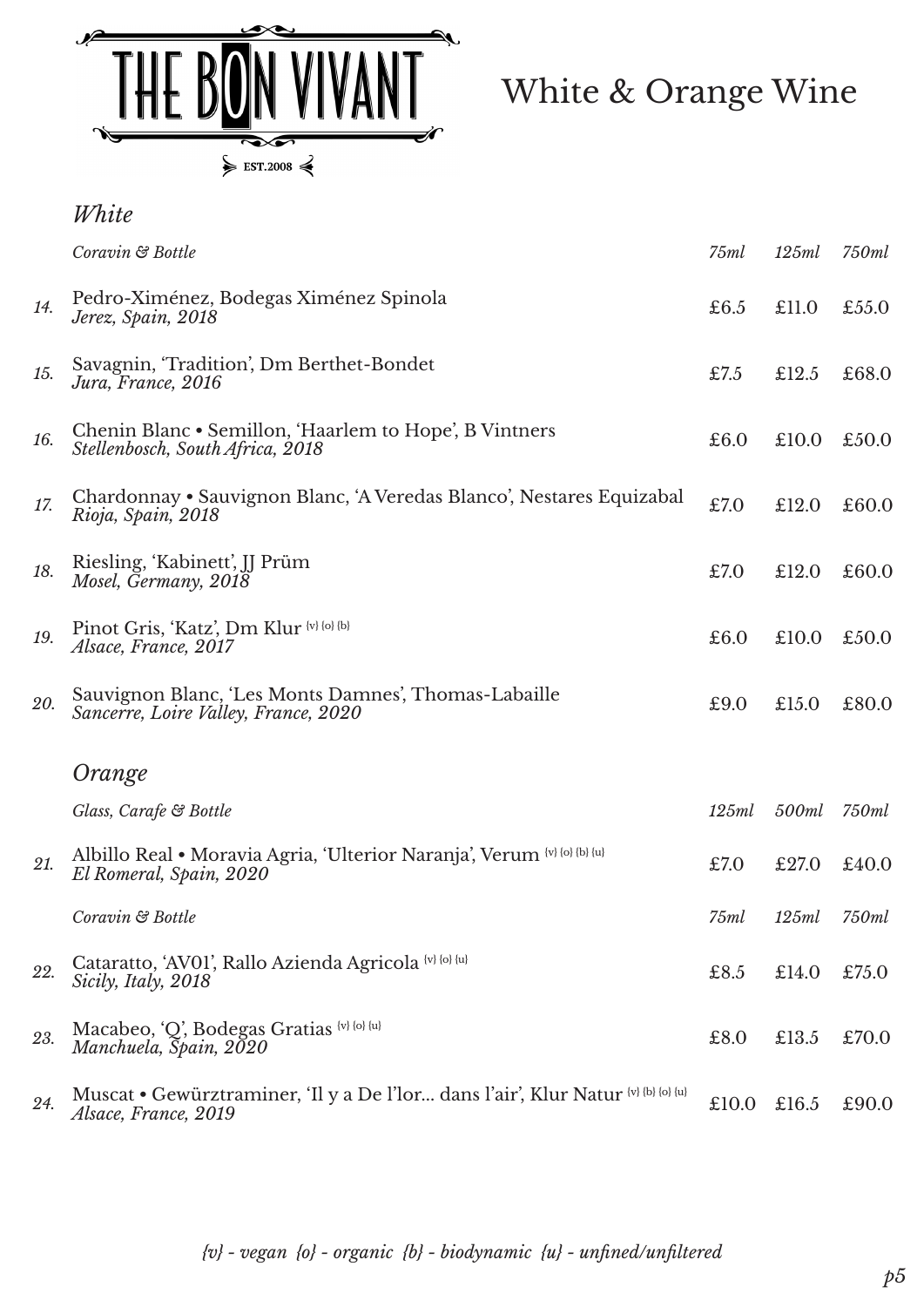# THE BON VIVANT

EST.2008

## White & Orange Wine

### White

| | *Coravin & Bottle* | *75ml* | *125ml* | *750ml* |
|---|---|---|---|---|
| *14.* | Pedro-Ximénez, Bodegas Ximénez Spinola<br>*Jerez, Spain, 2018* | £6.5 | £11.0 | £55.0 |
| *15.* | Savagnin, 'Tradition', Dm Berthet-Bondet<br>*Jura, France, 2016* | £7.5 | £12.5 | £68.0 |
| *16.* | Chenin Blanc • Semillon, 'Haarlem to Hope', B Vintners<br>*Stellenbosch, South Africa, 2018* | £6.0 | £10.0 | £50.0 |
| *17.* | Chardonnay • Sauvignon Blanc, 'A Veredas Blanco', Nestares Equizabal<br>*Rioja, Spain, 2018* | £7.0 | £12.0 | £60.0 |
| *18.* | Riesling, 'Kabinett', JJ Prüm<br>*Mosel, Germany, 2018* | £7.0 | £12.0 | £60.0 |
| *19.* | Pinot Gris, 'Katz', Dm Klur {v} {o} {b}<br>*Alsace, France, 2017* | £6.0 | £10.0 | £50.0 |
| *20.* | Sauvignon Blanc, 'Les Monts Damnes', Thomas-Labaille<br>*Sancerre, Loire Valley, France, 2020* | £9.0 | £15.0 | £80.0 |

### Orange

| | *Glass, Carafe & Bottle* | *125ml* | *500ml* | *750ml* |
|---|---|---|---|---|
| *21.* | Albillo Real • Moravia Agria, 'Ulterior Naranja', Verum {v} {o} {b} {u}<br>*El Romeral, Spain, 2020* | £7.0 | £27.0 | £40.0 |

| | *Coravin & Bottle* | *75ml* | *125ml* | *750ml* |
|---|---|---|---|---|
| *22.* | Cataratto, 'AV01', Rallo Azienda Agricola {v} {o} {u}<br>*Sicily, Italy, 2018* | £8.5 | £14.0 | £75.0 |
| *23.* | Macabeo, 'Q', Bodegas Gratias {v} {o} {u}<br>*Manchuela, Spain, 2020* | £8.0 | £13.5 | £70.0 |
| *24.* | Muscat • Gewürztraminer, 'Il y a De l'lor... dans l'air', Klur Natur {v} {b} {o} {u}<br>*Alsace, France, 2019* | £10.0 | £16.5 | £90.0 |

*{v} - vegan {o} - organic {b} - biodynamic {u} - unfined/unfiltered*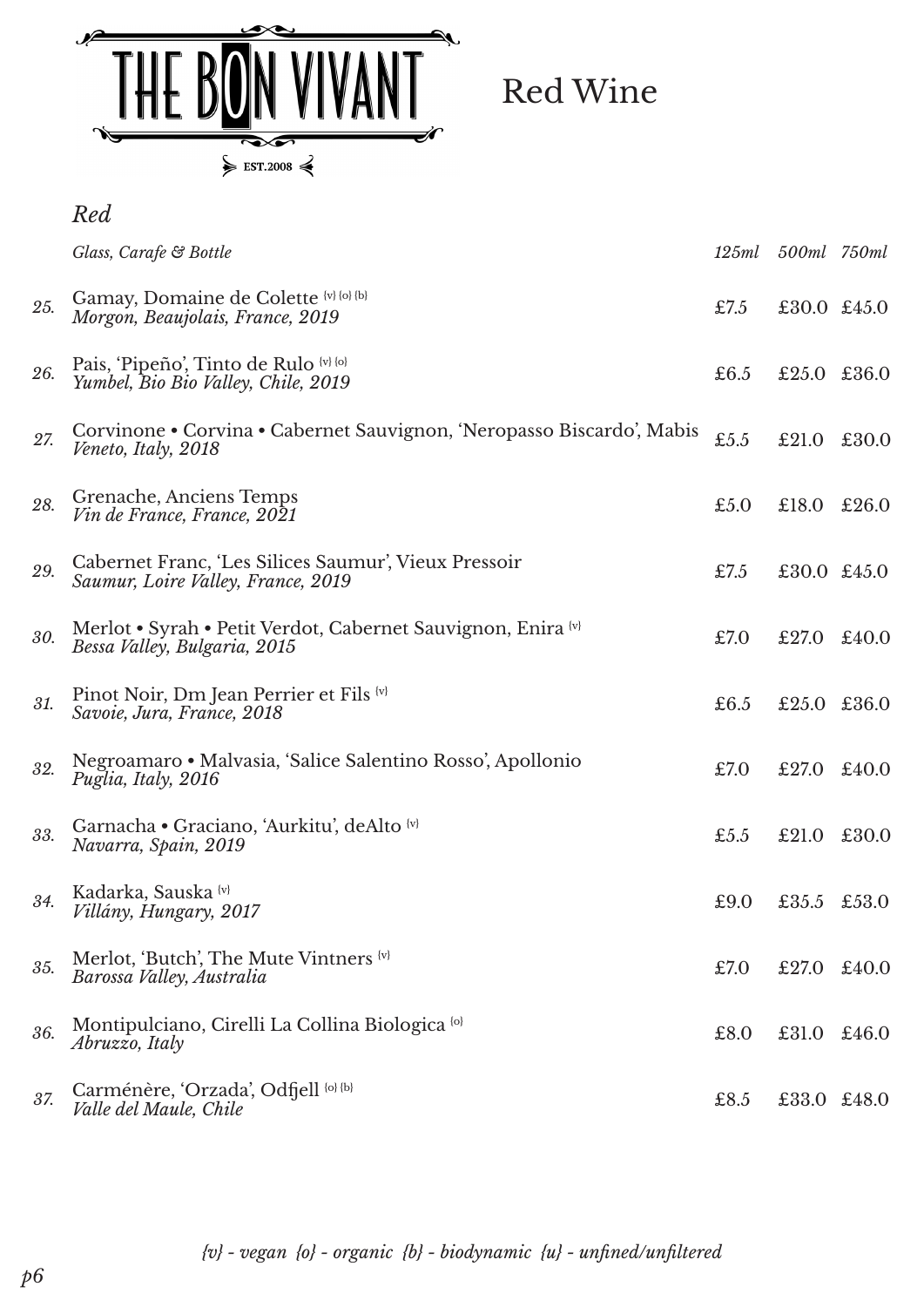# THE BON VIVANT

EST.2008

## Red Wine

### *Red*

| No. | *Glass, Carafe & Bottle* | *125ml* | *500ml* | *750ml* |
|---|---|---|---|---|
| *25.* | Gamay, Domaine de Colette {v} {o} {b}<br>*Morgon, Beaujolais, France, 2019* | £7.5 | £30.0 | £45.0 |
| *26.* | Pais, 'Pipeño', Tinto de Rulo {v} {o}<br>*Yumbel, Bio Bio Valley, Chile, 2019* | £6.5 | £25.0 | £36.0 |
| *27.* | Corvinone • Corvina • Cabernet Sauvignon, 'Neropasso Biscardo', Mabis<br>*Veneto, Italy, 2018* | £5.5 | £21.0 | £30.0 |
| *28.* | Grenache, Anciens Temps<br>*Vin de France, France, 2021* | £5.0 | £18.0 | £26.0 |
| *29.* | Cabernet Franc, 'Les Silices Saumur', Vieux Pressoir<br>*Saumur, Loire Valley, France, 2019* | £7.5 | £30.0 | £45.0 |
| *30.* | Merlot • Syrah • Petit Verdot, Cabernet Sauvignon, Enira {v}<br>*Bessa Valley, Bulgaria, 2015* | £7.0 | £27.0 | £40.0 |
| *31.* | Pinot Noir, Dm Jean Perrier et Fils {v}<br>*Savoie, Jura, France, 2018* | £6.5 | £25.0 | £36.0 |
| *32.* | Negroamaro • Malvasia, 'Salice Salentino Rosso', Apollonio<br>*Puglia, Italy, 2016* | £7.0 | £27.0 | £40.0 |
| *33.* | Garnacha • Graciano, 'Aurkitu', deAlto {v}<br>*Navarra, Spain, 2019* | £5.5 | £21.0 | £30.0 |
| *34.* | Kadarka, Sauska {v}<br>*Villány, Hungary, 2017* | £9.0 | £35.5 | £53.0 |
| *35.* | Merlot, 'Butch', The Mute Vintners {v}<br>*Barossa Valley, Australia* | £7.0 | £27.0 | £40.0 |
| *36.* | Montipulciano, Cirelli La Collina Biologica {o}<br>*Abruzzo, Italy* | £8.0 | £31.0 | £46.0 |
| *37.* | Carménère, 'Orzada', Odfjell {o} {b}<br>*Valle del Maule, Chile* | £8.5 | £33.0 | £48.0 |

*{v} - vegan {o} - organic {b} - biodynamic {u} - unfined/unfiltered*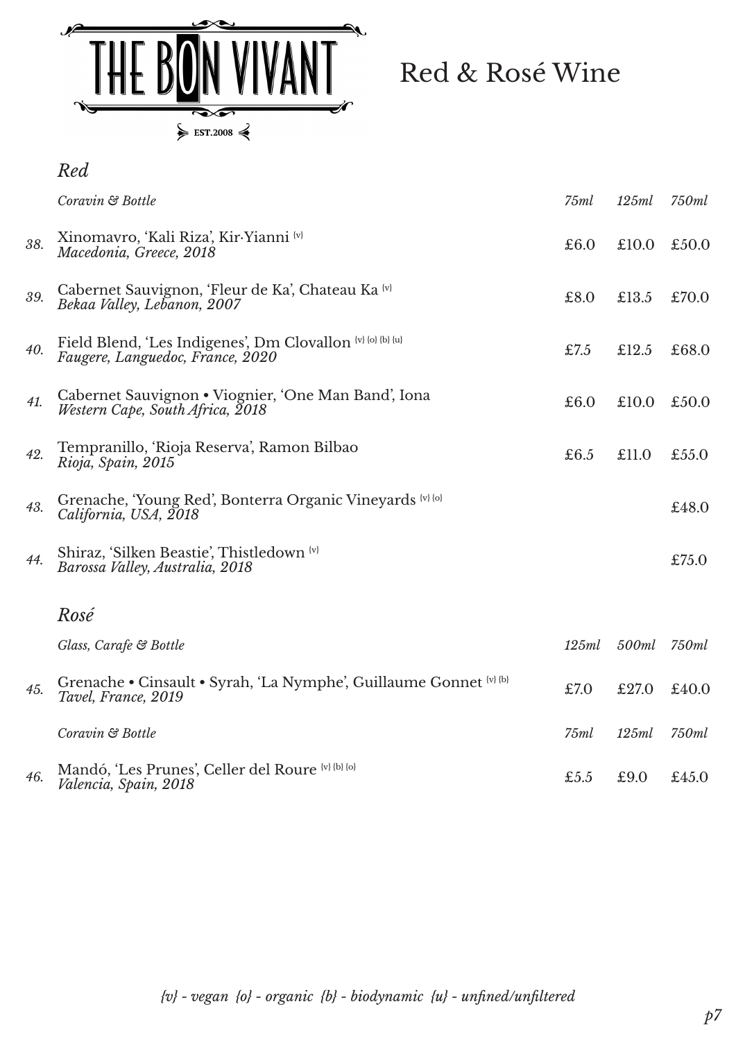# THE BON VIVANT

EST.2008

## Red & Rosé Wine

### *Red*

| | *Coravin & Bottle* | *75ml* | *125ml* | *750ml* |
|---|---|---|---|---|
| *38.* | Xinomavro, 'Kali Riza', Kir-Yianni {v}<br>*Macedonia, Greece, 2018* | £6.0 | £10.0 | £50.0 |
| *39.* | Cabernet Sauvignon, 'Fleur de Ka', Chateau Ka {v}<br>*Bekaa Valley, Lebanon, 2007* | £8.0 | £13.5 | £70.0 |
| *40.* | Field Blend, 'Les Indigenes', Dm Clovallon {v} {o} {b} {u}<br>*Faugere, Languedoc, France, 2020* | £7.5 | £12.5 | £68.0 |
| *41.* | Cabernet Sauvignon • Viognier, 'One Man Band', Iona<br>*Western Cape, South Africa, 2018* | £6.0 | £10.0 | £50.0 |
| *42.* | Tempranillo, 'Rioja Reserva', Ramon Bilbao<br>*Rioja, Spain, 2015* | £6.5 | £11.0 | £55.0 |
| *43.* | Grenache, 'Young Red', Bonterra Organic Vineyards {v} {o}<br>*California, USA, 2018* | | | £48.0 |
| *44.* | Shiraz, 'Silken Beastie', Thistledown {v}<br>*Barossa Valley, Australia, 2018* | | | £75.0 |

### *Rosé*

| | *Glass, Carafe & Bottle* | *125ml* | *500ml* | *750ml* |
|---|---|---|---|---|
| *45.* | Grenache • Cinsault • Syrah, 'La Nymphe', Guillaume Gonnet {v} {b}<br>*Tavel, France, 2019* | £7.0 | £27.0 | £40.0 |
| | *Coravin & Bottle* | *75ml* | *125ml* | *750ml* |
| *46.* | Mandó, 'Les Prunes', Celler del Roure {v} {b} {o}<br>*Valencia, Spain, 2018* | £5.5 | £9.0 | £45.0 |

*{v} - vegan {o} - organic {b} - biodynamic {u} - unfined/unfiltered*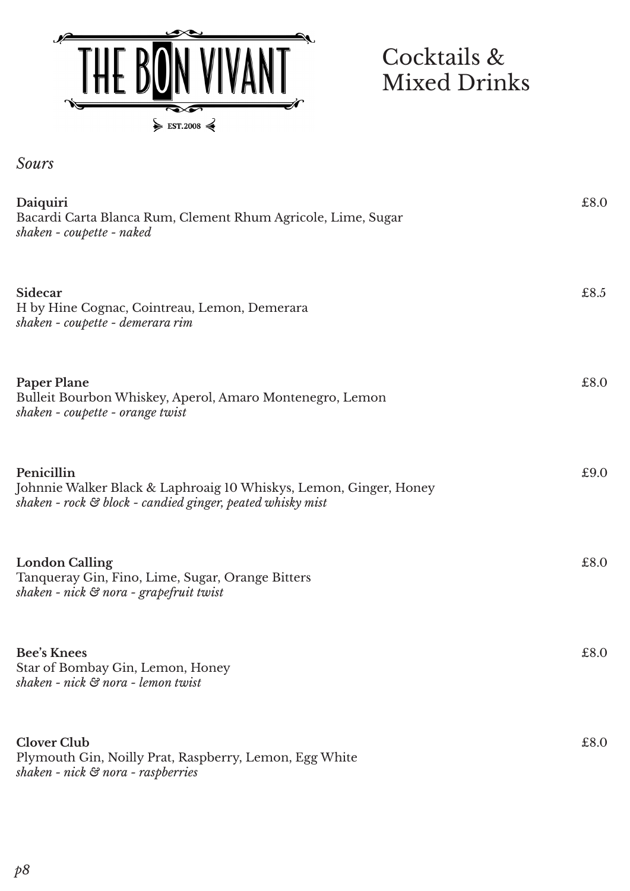# THE BON VIVANT

EST.2008

## Cocktails & Mixed Drinks

### *Sours*

**Daiquiri** £8.0
Bacardi Carta Blanca Rum, Clement Rhum Agricole, Lime, Sugar
*shaken - coupette - naked*

**Sidecar** £8.5
H by Hine Cognac, Cointreau, Lemon, Demerara
*shaken - coupette - demerara rim*

**Paper Plane** £8.0
Bulleit Bourbon Whiskey, Aperol, Amaro Montenegro, Lemon
*shaken - coupette - orange twist*

**Penicillin** £9.0
Johnnie Walker Black & Laphroaig 10 Whiskys, Lemon, Ginger, Honey
*shaken - rock & block - candied ginger, peated whisky mist*

**London Calling** £8.0
Tanqueray Gin, Fino, Lime, Sugar, Orange Bitters
*shaken - nick & nora - grapefruit twist*

**Bee's Knees** £8.0
Star of Bombay Gin, Lemon, Honey
*shaken - nick & nora - lemon twist*

**Clover Club** £8.0
Plymouth Gin, Noilly Prat, Raspberry, Lemon, Egg White
*shaken - nick & nora - raspberries*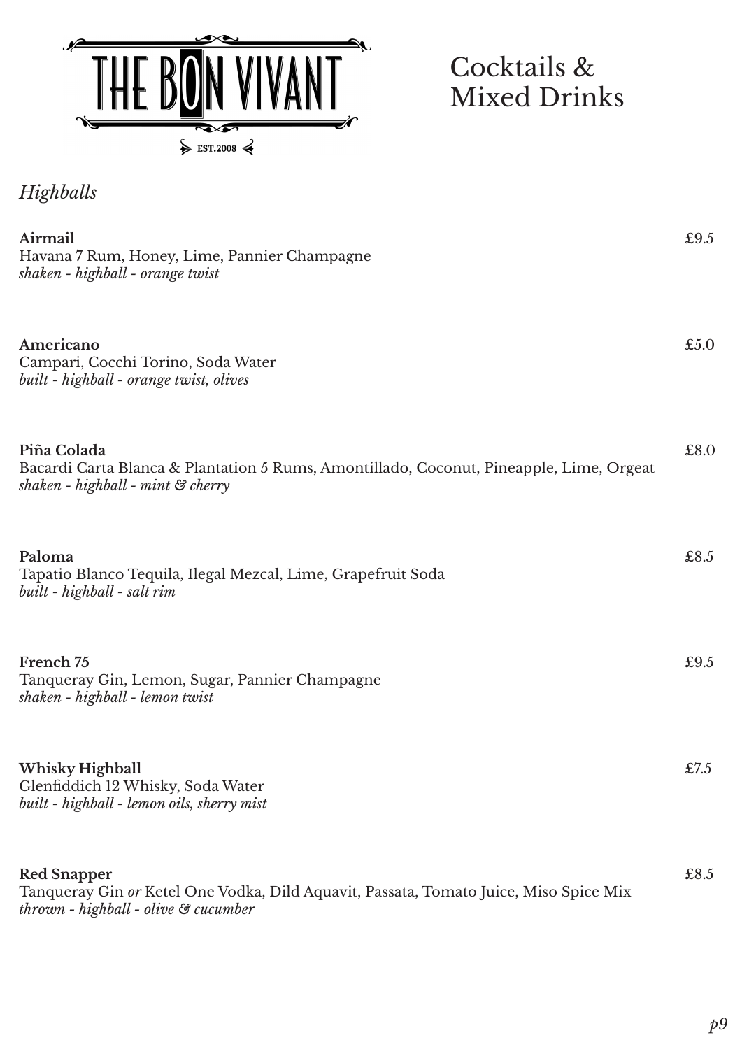# THE BON VIVANT

EST.2008

## Cocktails & Mixed Drinks

### *Highballs*

**Airmail** £9.5
Havana 7 Rum, Honey, Lime, Pannier Champagne
*shaken - highball - orange twist*

**Americano** £5.0
Campari, Cocchi Torino, Soda Water
*built - highball - orange twist, olives*

**Piña Colada** £8.0
Bacardi Carta Blanca & Plantation 5 Rums, Amontillado, Coconut, Pineapple, Lime, Orgeat
*shaken - highball - mint & cherry*

**Paloma** £8.5
Tapatio Blanco Tequila, Ilegal Mezcal, Lime, Grapefruit Soda
*built - highball - salt rim*

**French 75** £9.5
Tanqueray Gin, Lemon, Sugar, Pannier Champagne
*shaken - highball - lemon twist*

**Whisky Highball** £7.5
Glenfiddich 12 Whisky, Soda Water
*built - highball - lemon oils, sherry mist*

**Red Snapper** £8.5
Tanqueray Gin *or* Ketel One Vodka, Dild Aquavit, Passata, Tomato Juice, Miso Spice Mix
*thrown - highball - olive & cucumber*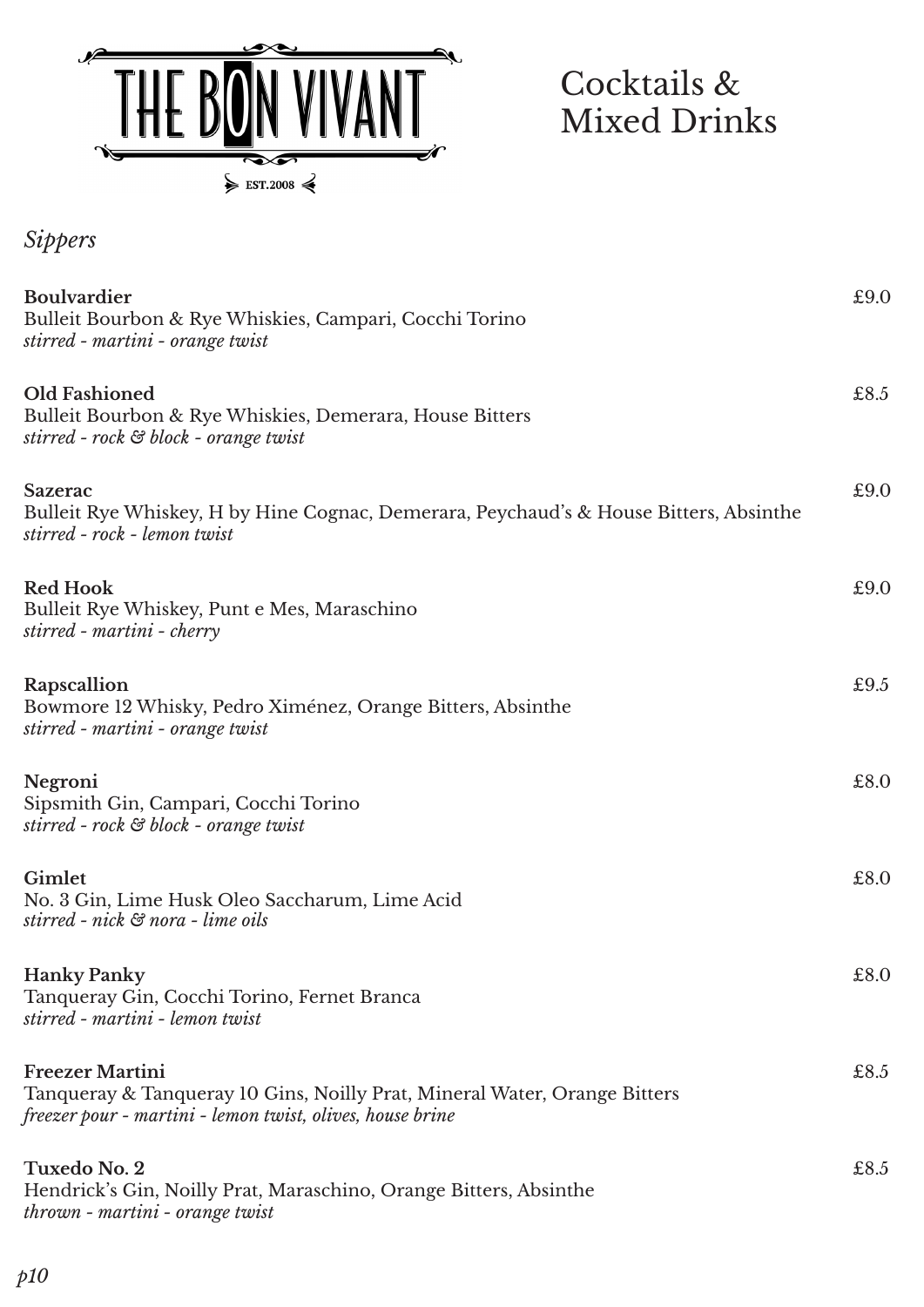# THE BON VIVANT

EST.2008

## Cocktails & Mixed Drinks

### *Sippers*

**Boulvardier** — £9.0
Bulleit Bourbon & Rye Whiskies, Campari, Cocchi Torino
*stirred - martini - orange twist*

**Old Fashioned** — £8.5
Bulleit Bourbon & Rye Whiskies, Demerara, House Bitters
*stirred - rock & block - orange twist*

**Sazerac** — £9.0
Bulleit Rye Whiskey, H by Hine Cognac, Demerara, Peychaud's & House Bitters, Absinthe
*stirred - rock - lemon twist*

**Red Hook** — £9.0
Bulleit Rye Whiskey, Punt e Mes, Maraschino
*stirred - martini - cherry*

**Rapscallion** — £9.5
Bowmore 12 Whisky, Pedro Ximénez, Orange Bitters, Absinthe
*stirred - martini - orange twist*

**Negroni** — £8.0
Sipsmith Gin, Campari, Cocchi Torino
*stirred - rock & block - orange twist*

**Gimlet** — £8.0
No. 3 Gin, Lime Husk Oleo Saccharum, Lime Acid
*stirred - nick & nora - lime oils*

**Hanky Panky** — £8.0
Tanqueray Gin, Cocchi Torino, Fernet Branca
*stirred - martini - lemon twist*

**Freezer Martini** — £8.5
Tanqueray & Tanqueray 10 Gins, Noilly Prat, Mineral Water, Orange Bitters
*freezer pour - martini - lemon twist, olives, house brine*

**Tuxedo No. 2** — £8.5
Hendrick's Gin, Noilly Prat, Maraschino, Orange Bitters, Absinthe
*thrown - martini - orange twist*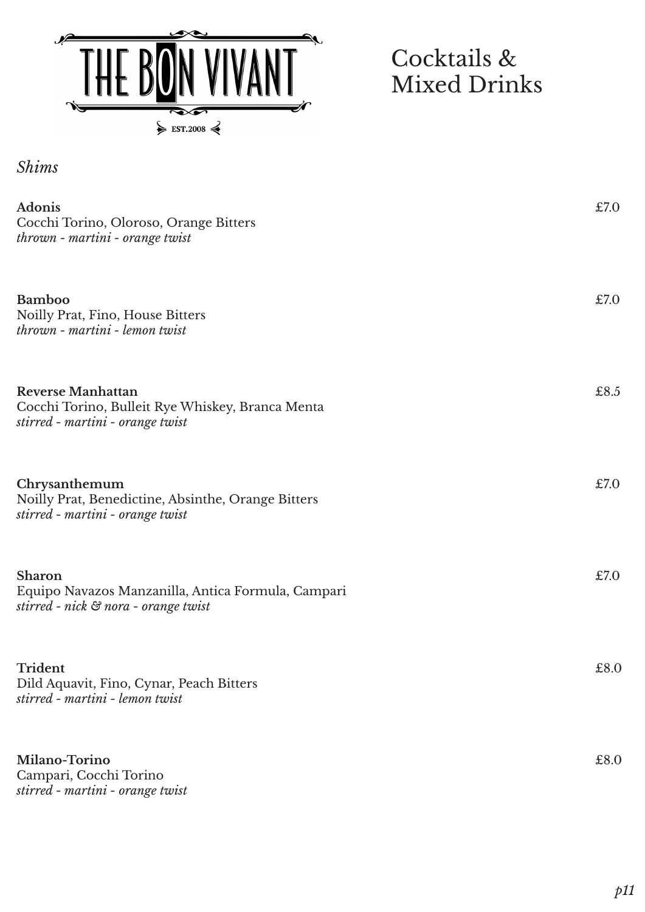# THE BON VIVANT

EST.2008

## Cocktails & Mixed Drinks

### *Shims*

**Adonis** £7.0
Cocchi Torino, Oloroso, Orange Bitters
*thrown - martini - orange twist*

**Bamboo** £7.0
Noilly Prat, Fino, House Bitters
*thrown - martini - lemon twist*

**Reverse Manhattan** £8.5
Cocchi Torino, Bulleit Rye Whiskey, Branca Menta
*stirred - martini - orange twist*

**Chrysanthemum** £7.0
Noilly Prat, Benedictine, Absinthe, Orange Bitters
*stirred - martini - orange twist*

**Sharon** £7.0
Equipo Navazos Manzanilla, Antica Formula, Campari
*stirred - nick & nora - orange twist*

**Trident** £8.0
Dild Aquavit, Fino, Cynar, Peach Bitters
*stirred - martini - lemon twist*

**Milano-Torino** £8.0
Campari, Cocchi Torino
*stirred - martini - orange twist*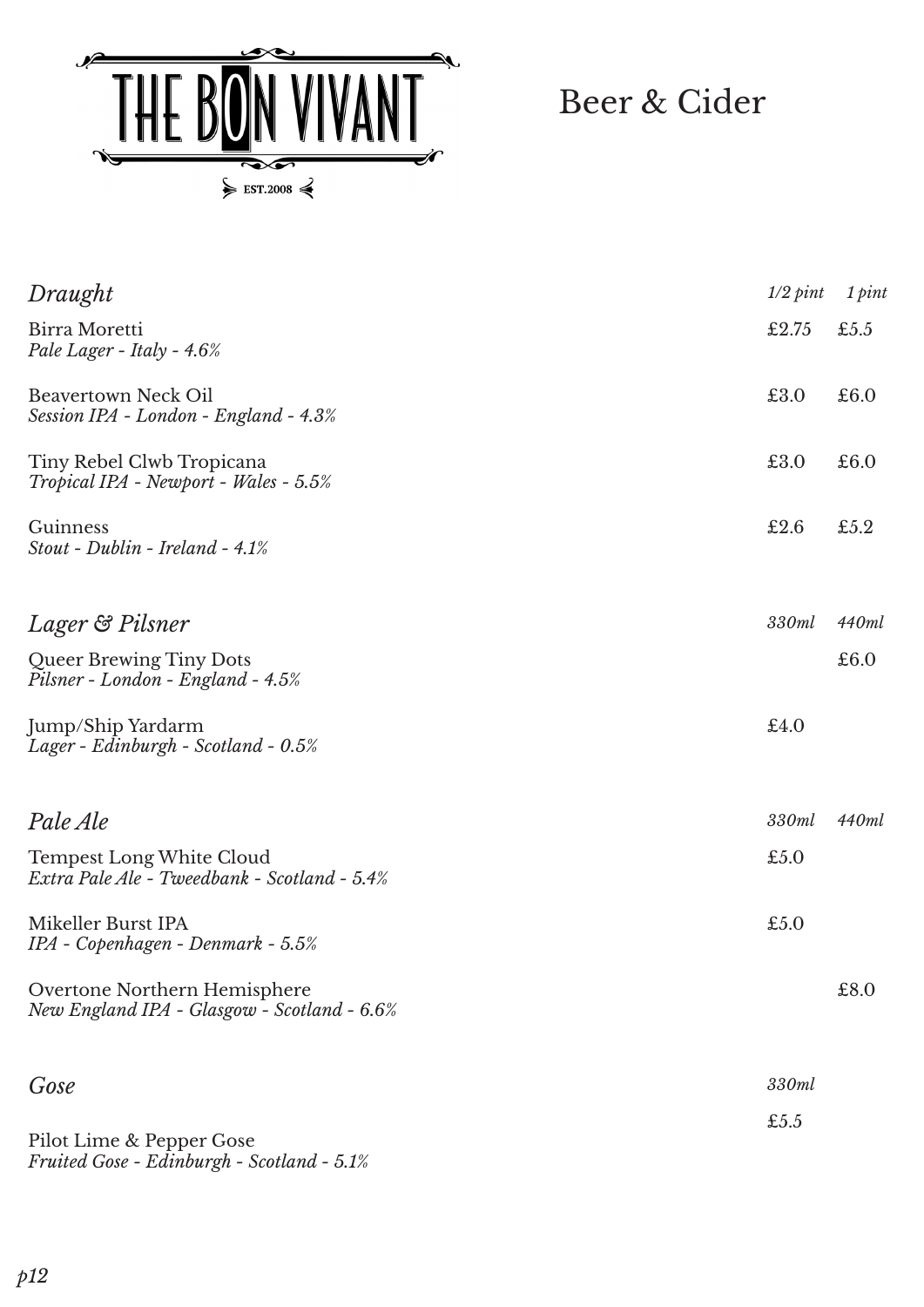# THE BON VIVANT

EST.2008

## Beer & Cider

| *Draught* | *1/2 pint* | *1 pint* |
|---|---|---|
| Birra Moretti<br>*Pale Lager - Italy - 4.6%* | £2.75 | £5.5 |
| Beavertown Neck Oil<br>*Session IPA - London - England - 4.3%* | £3.0 | £6.0 |
| Tiny Rebel Clwb Tropicana<br>*Tropical IPA - Newport - Wales - 5.5%* | £3.0 | £6.0 |
| Guinness<br>*Stout - Dublin - Ireland - 4.1%* | £2.6 | £5.2 |

| *Lager & Pilsner* | *330ml* | *440ml* |
|---|---|---|
| Queer Brewing Tiny Dots<br>*Pilsner - London - England - 4.5%* | | £6.0 |
| Jump/Ship Yardarm<br>*Lager - Edinburgh - Scotland - 0.5%* | £4.0 | |

| *Pale Ale* | *330ml* | *440ml* |
|---|---|---|
| Tempest Long White Cloud<br>*Extra Pale Ale - Tweedbank - Scotland - 5.4%* | £5.0 | |
| Mikeller Burst IPA<br>*IPA - Copenhagen - Denmark - 5.5%* | £5.0 | |
| Overtone Northern Hemisphere<br>*New England IPA - Glasgow - Scotland - 6.6%* | | £8.0 |

| *Gose* | *330ml* |
|---|---|
| Pilot Lime & Pepper Gose<br>*Fruited Gose - Edinburgh - Scotland - 5.1%* | *£5.5* |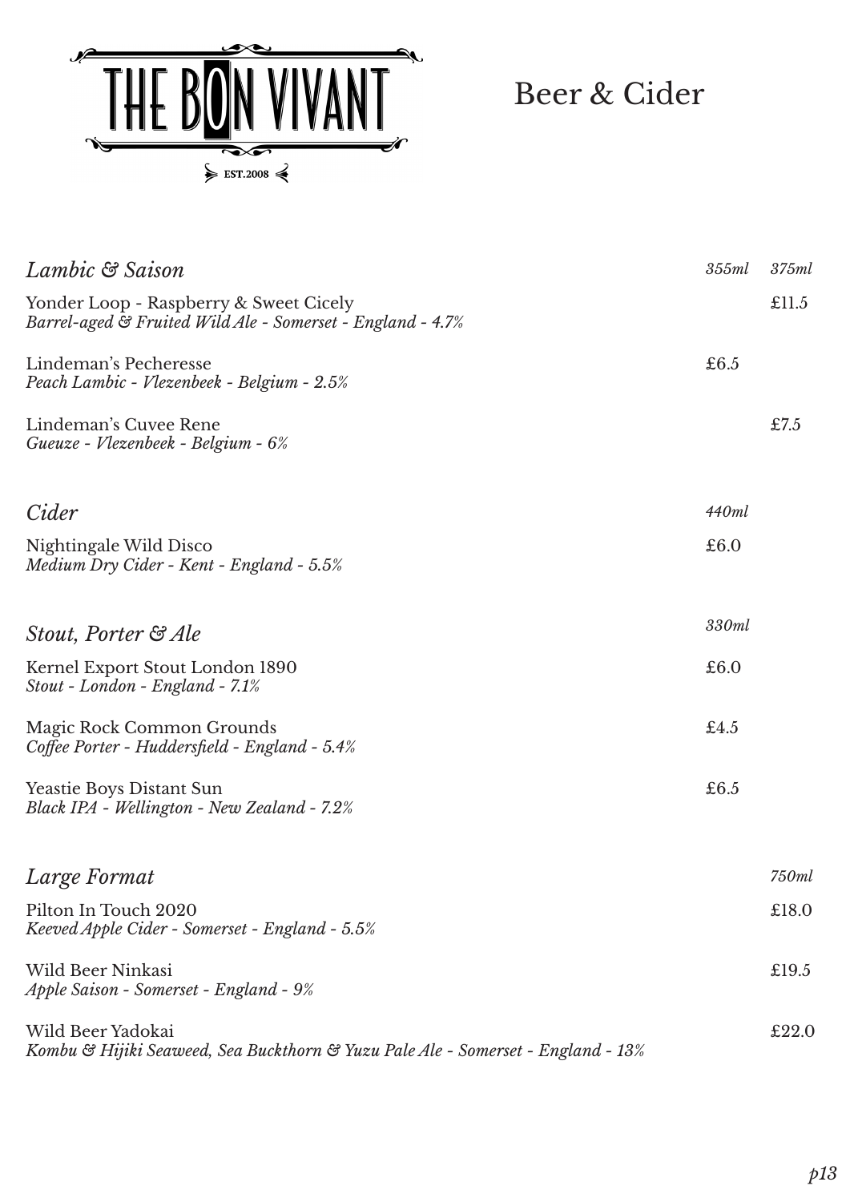# THE BON VIVANT

EST.2008

## Beer & Cider

| *Lambic & Saison* | *355ml* | *375ml* |
|---|---|---|
| Yonder Loop - Raspberry & Sweet Cicely<br>*Barrel-aged & Fruited Wild Ale - Somerset - England - 4.7%* | | £11.5 |
| Lindeman's Pecheresse<br>*Peach Lambic - Vlezenbeek - Belgium - 2.5%* | £6.5 | |
| Lindeman's Cuvee Rene<br>*Gueuze - Vlezenbeek - Belgium - 6%* | | £7.5 |

| *Cider* | *440ml* |
|---|---|
| Nightingale Wild Disco<br>*Medium Dry Cider - Kent - England - 5.5%* | £6.0 |

| *Stout, Porter & Ale* | *330ml* |
|---|---|
| Kernel Export Stout London 1890<br>*Stout - London - England - 7.1%* | £6.0 |
| Magic Rock Common Grounds<br>*Coffee Porter - Huddersfield - England - 5.4%* | £4.5 |
| Yeastie Boys Distant Sun<br>*Black IPA - Wellington - New Zealand - 7.2%* | £6.5 |

| *Large Format* | *750ml* |
|---|---|
| Pilton In Touch 2020<br>*Keeved Apple Cider - Somerset - England - 5.5%* | £18.0 |
| Wild Beer Ninkasi<br>*Apple Saison - Somerset - England - 9%* | £19.5 |
| Wild Beer Yadokai<br>*Kombu & Hijiki Seaweed, Sea Buckthorn & Yuzu Pale Ale - Somerset - England - 13%* | £22.0 |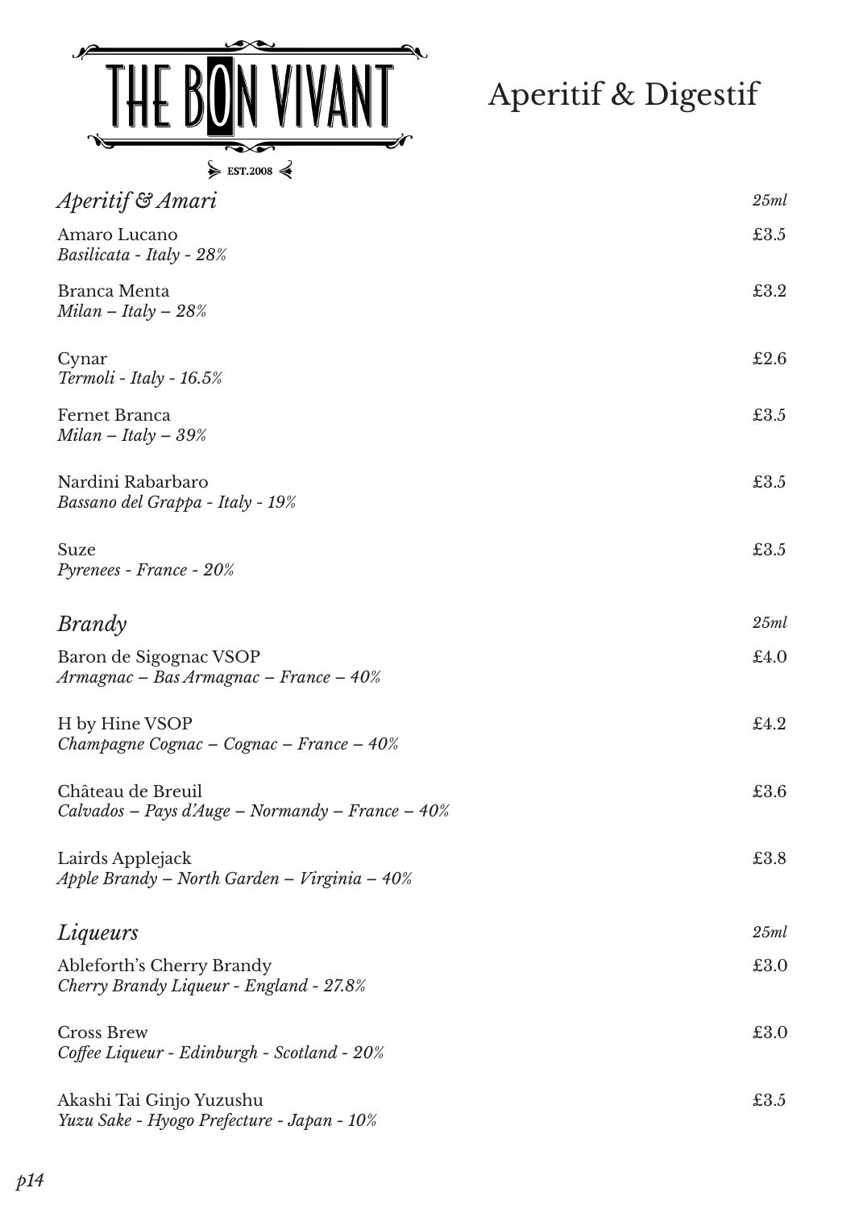# THE BON VIVANT

EST.2008

# Aperitif & Digestif

## *Aperitif & Amari*

*25ml*

Amaro Lucano — £3.5
*Basilicata - Italy - 28%*

Branca Menta — £3.2
*Milan – Italy – 28%*

Cynar — £2.6
*Termoli - Italy - 16.5%*

Fernet Branca — £3.5
*Milan – Italy – 39%*

Nardini Rabarbaro — £3.5
*Bassano del Grappa - Italy - 19%*

Suze — £3.5
*Pyrenees - France - 20%*

## *Brandy*

*25ml*

Baron de Sigognac VSOP — £4.0
*Armagnac – Bas Armagnac – France – 40%*

H by Hine VSOP — £4.2
*Champagne Cognac – Cognac – France – 40%*

Château de Breuil — £3.6
*Calvados – Pays d'Auge – Normandy – France – 40%*

Lairds Applejack — £3.8
*Apple Brandy – North Garden – Virginia – 40%*

## *Liqueurs*

*25ml*

Ableforth's Cherry Brandy — £3.0
*Cherry Brandy Liqueur - England - 27.8%*

Cross Brew — £3.0
*Coffee Liqueur - Edinburgh - Scotland - 20%*

Akashi Tai Ginjo Yuzushu — £3.5
*Yuzu Sake - Hyogo Prefecture - Japan - 10%*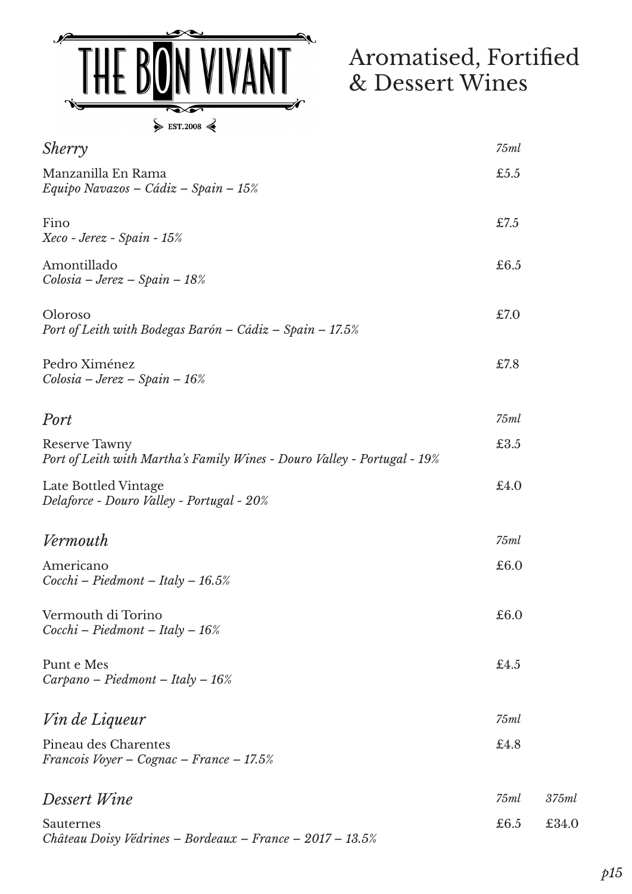# THE BON VIVANT

EST.2008

# Aromatised, Fortified & Dessert Wines

## *Sherry*

| | 75ml |
|---|---|
| Manzanilla En Rama<br>*Equipo Navazos – Cádiz – Spain – 15%* | £5.5 |
| Fino<br>*Xeco - Jerez - Spain - 15%* | £7.5 |
| Amontillado<br>*Colosia – Jerez – Spain – 18%* | £6.5 |
| Oloroso<br>*Port of Leith with Bodegas Barón – Cádiz – Spain – 17.5%* | £7.0 |
| Pedro Ximénez<br>*Colosia – Jerez – Spain – 16%* | £7.8 |

## *Port*

| | 75ml |
|---|---|
| Reserve Tawny<br>*Port of Leith with Martha's Family Wines - Douro Valley - Portugal - 19%* | £3.5 |
| Late Bottled Vintage<br>*Delaforce - Douro Valley - Portugal - 20%* | £4.0 |

## *Vermouth*

| | 75ml |
|---|---|
| Americano<br>*Cocchi – Piedmont – Italy – 16.5%* | £6.0 |
| Vermouth di Torino<br>*Cocchi – Piedmont – Italy – 16%* | £6.0 |
| Punt e Mes<br>*Carpano – Piedmont – Italy – 16%* | £4.5 |

## *Vin de Liqueur*

| | 75ml |
|---|---|
| Pineau des Charentes<br>*Francois Voyer – Cognac – France – 17.5%* | £4.8 |

## *Dessert Wine*

| | 75ml | 375ml |
|---|---|---|
| Sauternes<br>*Château Doisy Védrines – Bordeaux – France – 2017 – 13.5%* | £6.5 | £34.0 |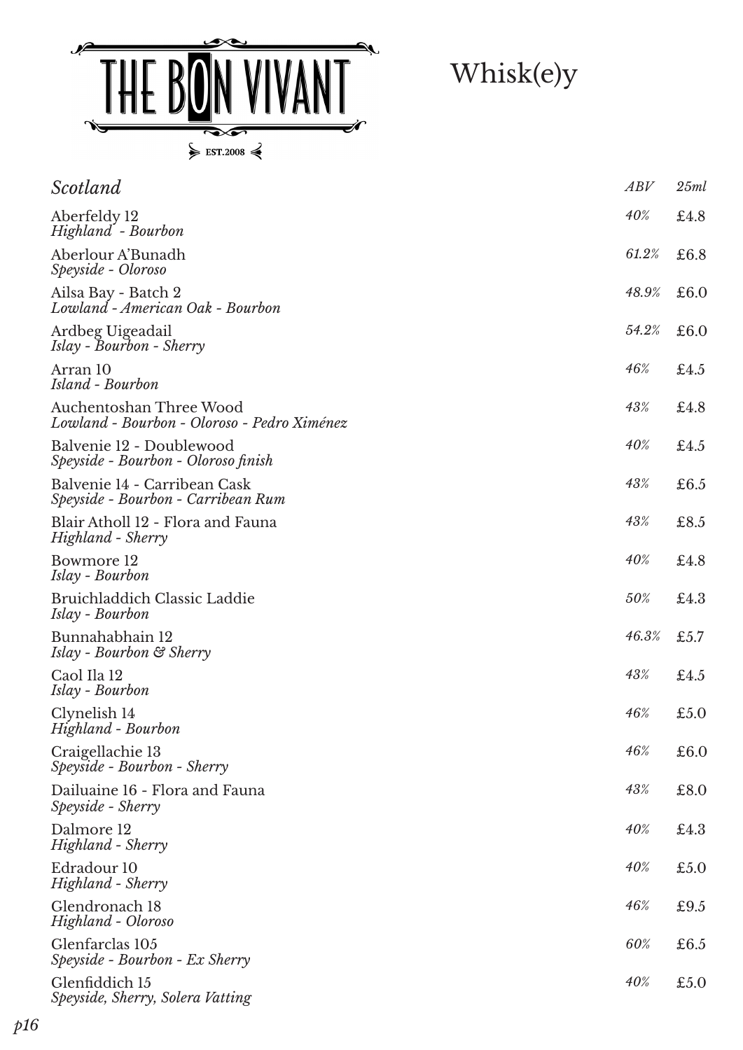THE BON VIVANT
EST.2008

# Whisk(e)y

| *Scotland* | *ABV* | *25ml* |
|---|---|---|
| Aberfeldy 12<br>*Highland - Bourbon* | *40%* | £4.8 |
| Aberlour A'Bunadh<br>*Speyside - Oloroso* | *61.2%* | £6.8 |
| Ailsa Bay - Batch 2<br>*Lowland - American Oak - Bourbon* | *48.9%* | £6.0 |
| Ardbeg Uigeadail<br>*Islay - Bourbon - Sherry* | *54.2%* | £6.0 |
| Arran 10<br>*Island - Bourbon* | *46%* | £4.5 |
| Auchentoshan Three Wood<br>*Lowland - Bourbon - Oloroso - Pedro Ximénez* | *43%* | £4.8 |
| Balvenie 12 - Doublewood<br>*Speyside - Bourbon - Oloroso finish* | *40%* | £4.5 |
| Balvenie 14 - Carribean Cask<br>*Speyside - Bourbon - Carribean Rum* | *43%* | £6.5 |
| Blair Atholl 12 - Flora and Fauna<br>*Highland - Sherry* | *43%* | £8.5 |
| Bowmore 12<br>*Islay - Bourbon* | *40%* | £4.8 |
| Bruichladdich Classic Laddie<br>*Islay - Bourbon* | *50%* | £4.3 |
| Bunnahabhain 12<br>*Islay - Bourbon & Sherry* | *46.3%* | £5.7 |
| Caol Ila 12<br>*Islay - Bourbon* | *43%* | £4.5 |
| Clynelish 14<br>*Highland - Bourbon* | *46%* | £5.0 |
| Craigellachie 13<br>*Speyside - Bourbon - Sherry* | *46%* | £6.0 |
| Dailuaine 16 - Flora and Fauna<br>*Speyside - Sherry* | *43%* | £8.0 |
| Dalmore 12<br>*Highland - Sherry* | *40%* | £4.3 |
| Edradour 10<br>*Highland - Sherry* | *40%* | £5.0 |
| Glendronach 18<br>*Highland - Oloroso* | *46%* | £9.5 |
| Glenfarclas 105<br>*Speyside - Bourbon - Ex Sherry* | *60%* | £6.5 |
| Glenfiddich 15<br>*Speyside, Sherry, Solera Vatting* | *40%* | £5.0 |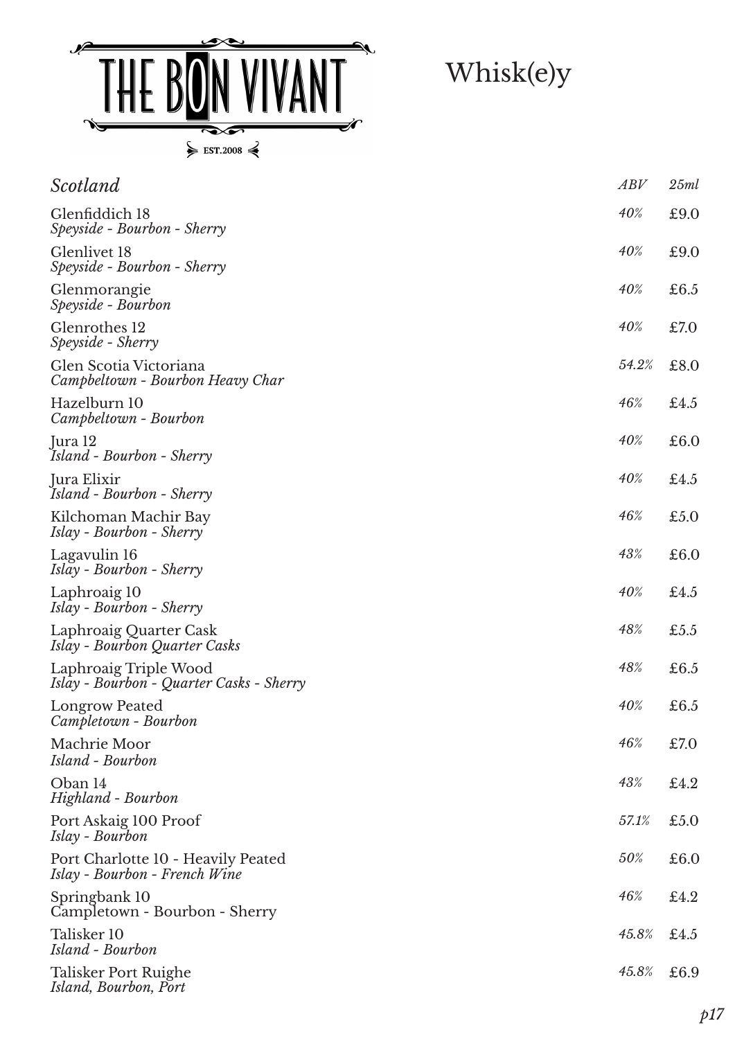# THE BON VIVANT

EST.2008

# Whisk(e)y

| *Scotland* | *ABV* | *25ml* |
|---|---|---|
| Glenfiddich 18<br>*Speyside - Bourbon - Sherry* | *40%* | £9.0 |
| Glenlivet 18<br>*Speyside - Bourbon - Sherry* | *40%* | £9.0 |
| Glenmorangie<br>*Speyside - Bourbon* | *40%* | £6.5 |
| Glenrothes 12<br>*Speyside - Sherry* | *40%* | £7.0 |
| Glen Scotia Victoriana<br>*Campbeltown - Bourbon Heavy Char* | *54.2%* | £8.0 |
| Hazelburn 10<br>*Campbeltown - Bourbon* | *46%* | £4.5 |
| Jura 12<br>*Island - Bourbon - Sherry* | *40%* | £6.0 |
| Jura Elixir<br>*Island - Bourbon - Sherry* | *40%* | £4.5 |
| Kilchoman Machir Bay<br>*Islay - Bourbon - Sherry* | *46%* | £5.0 |
| Lagavulin 16<br>*Islay - Bourbon - Sherry* | *43%* | £6.0 |
| Laphroaig 10<br>*Islay - Bourbon - Sherry* | *40%* | £4.5 |
| Laphroaig Quarter Cask<br>*Islay - Bourbon Quarter Casks* | *48%* | £5.5 |
| Laphroaig Triple Wood<br>*Islay - Bourbon - Quarter Casks - Sherry* | *48%* | £6.5 |
| Longrow Peated<br>*Campletown - Bourbon* | *40%* | £6.5 |
| Machrie Moor<br>*Island - Bourbon* | *46%* | £7.0 |
| Oban 14<br>*Highland - Bourbon* | *43%* | £4.2 |
| Port Askaig 100 Proof<br>*Islay - Bourbon* | *57.1%* | £5.0 |
| Port Charlotte 10 - Heavily Peated<br>*Islay - Bourbon - French Wine* | *50%* | £6.0 |
| Springbank 10<br>Campletown - Bourbon - Sherry | *46%* | £4.2 |
| Talisker 10<br>*Island - Bourbon* | *45.8%* | £4.5 |
| Talisker Port Ruighe<br>*Island, Bourbon, Port* | *45.8%* | £6.9 |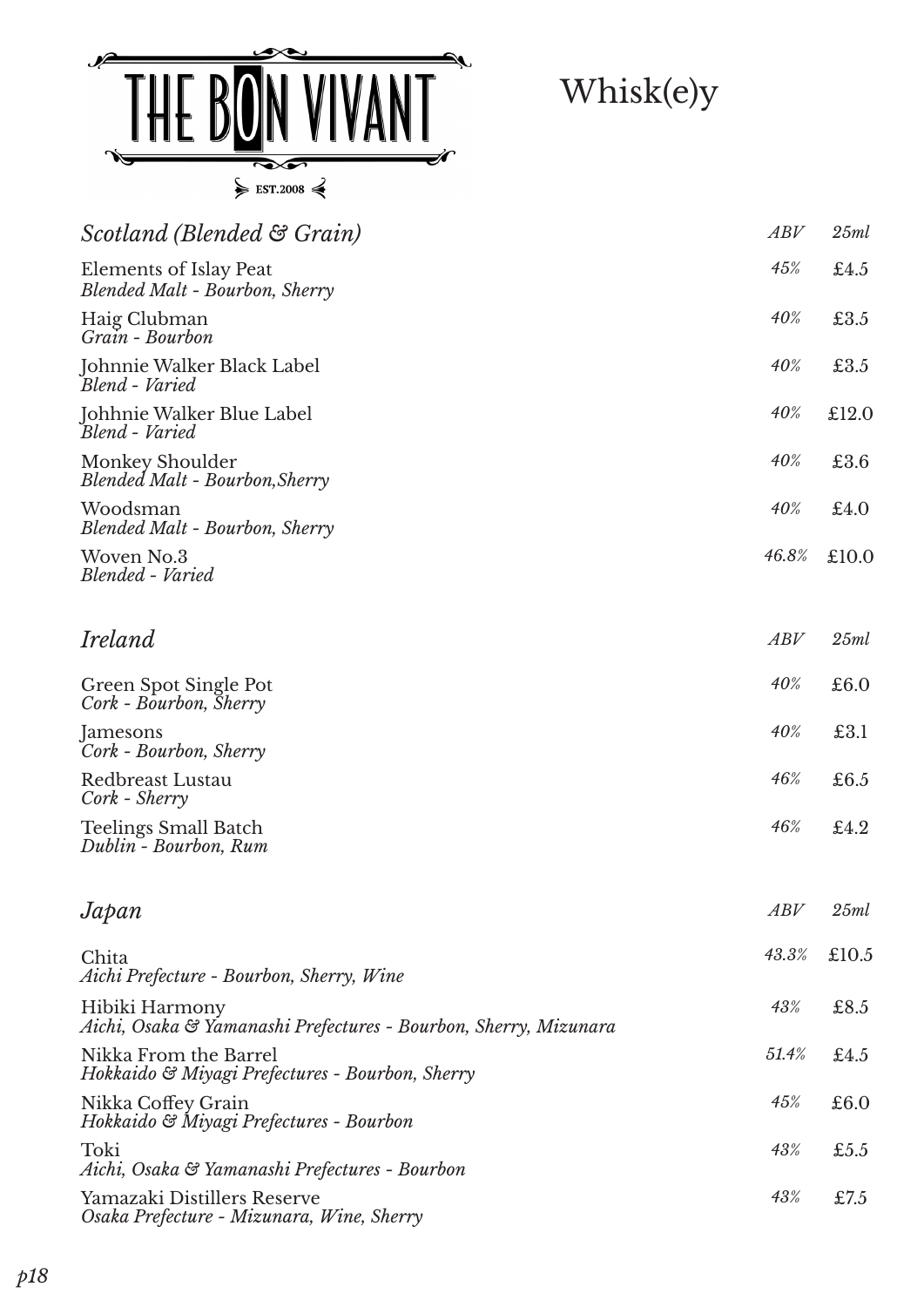THE BON VIVANT

EST.2008

# Whisk(e)y

## *Scotland (Blended & Grain)*

| | *ABV* | *25ml* |
|---|---|---|
| Elements of Islay Peat<br>*Blended Malt - Bourbon, Sherry* | *45%* | £4.5 |
| Haig Clubman<br>*Grain - Bourbon* | *40%* | £3.5 |
| Johnnie Walker Black Label<br>*Blend - Varied* | *40%* | £3.5 |
| Johhnie Walker Blue Label<br>*Blend - Varied* | *40%* | £12.0 |
| Monkey Shoulder<br>*Blended Malt - Bourbon,Sherry* | *40%* | £3.6 |
| Woodsman<br>*Blended Malt - Bourbon, Sherry* | *40%* | £4.0 |
| Woven No.3<br>*Blended - Varied* | *46.8%* | £10.0 |

## *Ireland*

| | *ABV* | *25ml* |
|---|---|---|
| Green Spot Single Pot<br>*Cork - Bourbon, Sherry* | *40%* | £6.0 |
| Jamesons<br>*Cork - Bourbon, Sherry* | *40%* | £3.1 |
| Redbreast Lustau<br>*Cork - Sherry* | *46%* | £6.5 |
| Teelings Small Batch<br>*Dublin - Bourbon, Rum* | *46%* | £4.2 |

## *Japan*

| | *ABV* | *25ml* |
|---|---|---|
| Chita<br>*Aichi Prefecture - Bourbon, Sherry, Wine* | *43.3%* | £10.5 |
| Hibiki Harmony<br>*Aichi, Osaka & Yamanashi Prefectures - Bourbon, Sherry, Mizunara* | *43%* | £8.5 |
| Nikka From the Barrel<br>*Hokkaido & Miyagi Prefectures - Bourbon, Sherry* | *51.4%* | £4.5 |
| Nikka Coffey Grain<br>*Hokkaido & Miyagi Prefectures - Bourbon* | *45%* | £6.0 |
| Toki<br>*Aichi, Osaka & Yamanashi Prefectures - Bourbon* | *43%* | £5.5 |
| Yamazaki Distillers Reserve<br>*Osaka Prefecture - Mizunara, Wine, Sherry* | *43%* | £7.5 |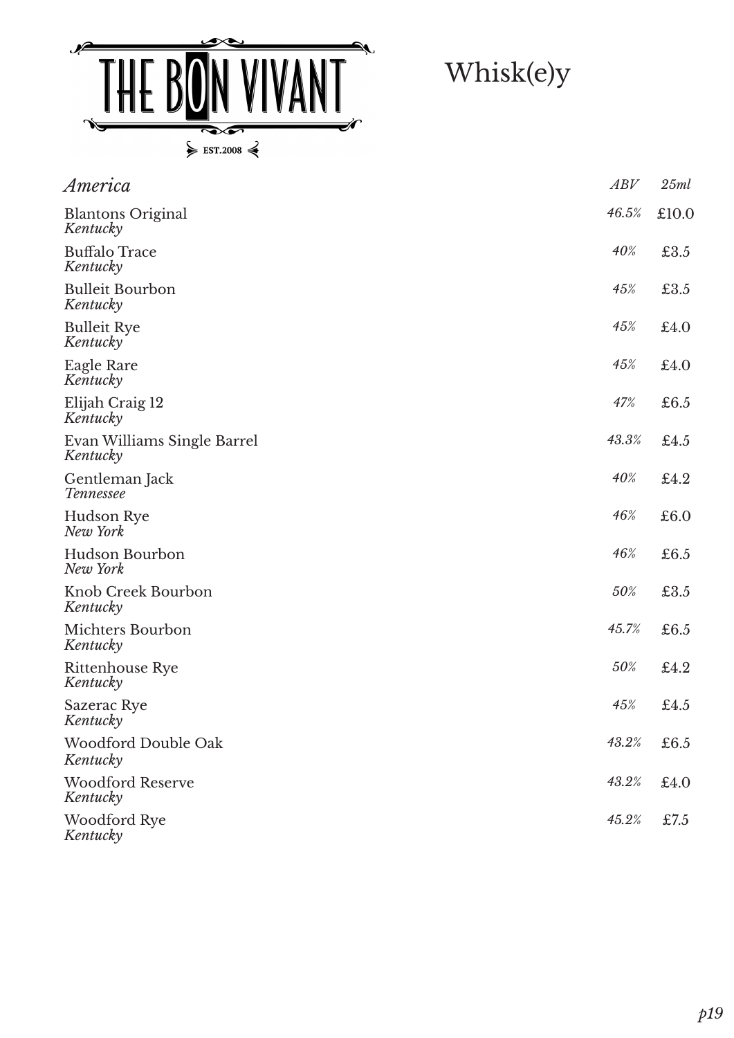THE BON VIVANT

EST.2008

# Whisk(e)y

## *America*

| | *ABV* | *25ml* |
|---|---|---|
| Blantons Original<br>*Kentucky* | *46.5%* | £10.0 |
| Buffalo Trace<br>*Kentucky* | *40%* | £3.5 |
| Bulleit Bourbon<br>*Kentucky* | *45%* | £3.5 |
| Bulleit Rye<br>*Kentucky* | *45%* | £4.0 |
| Eagle Rare<br>*Kentucky* | *45%* | £4.0 |
| Elijah Craig 12<br>*Kentucky* | *47%* | £6.5 |
| Evan Williams Single Barrel<br>*Kentucky* | *43.3%* | £4.5 |
| Gentleman Jack<br>*Tennessee* | *40%* | £4.2 |
| Hudson Rye<br>*New York* | *46%* | £6.0 |
| Hudson Bourbon<br>*New York* | *46%* | £6.5 |
| Knob Creek Bourbon<br>*Kentucky* | *50%* | £3.5 |
| Michters Bourbon<br>*Kentucky* | *45.7%* | £6.5 |
| Rittenhouse Rye<br>*Kentucky* | *50%* | £4.2 |
| Sazerac Rye<br>*Kentucky* | *45%* | £4.5 |
| Woodford Double Oak<br>*Kentucky* | *43.2%* | £6.5 |
| Woodford Reserve<br>*Kentucky* | *43.2%* | £4.0 |
| Woodford Rye<br>*Kentucky* | *45.2%* | £7.5 |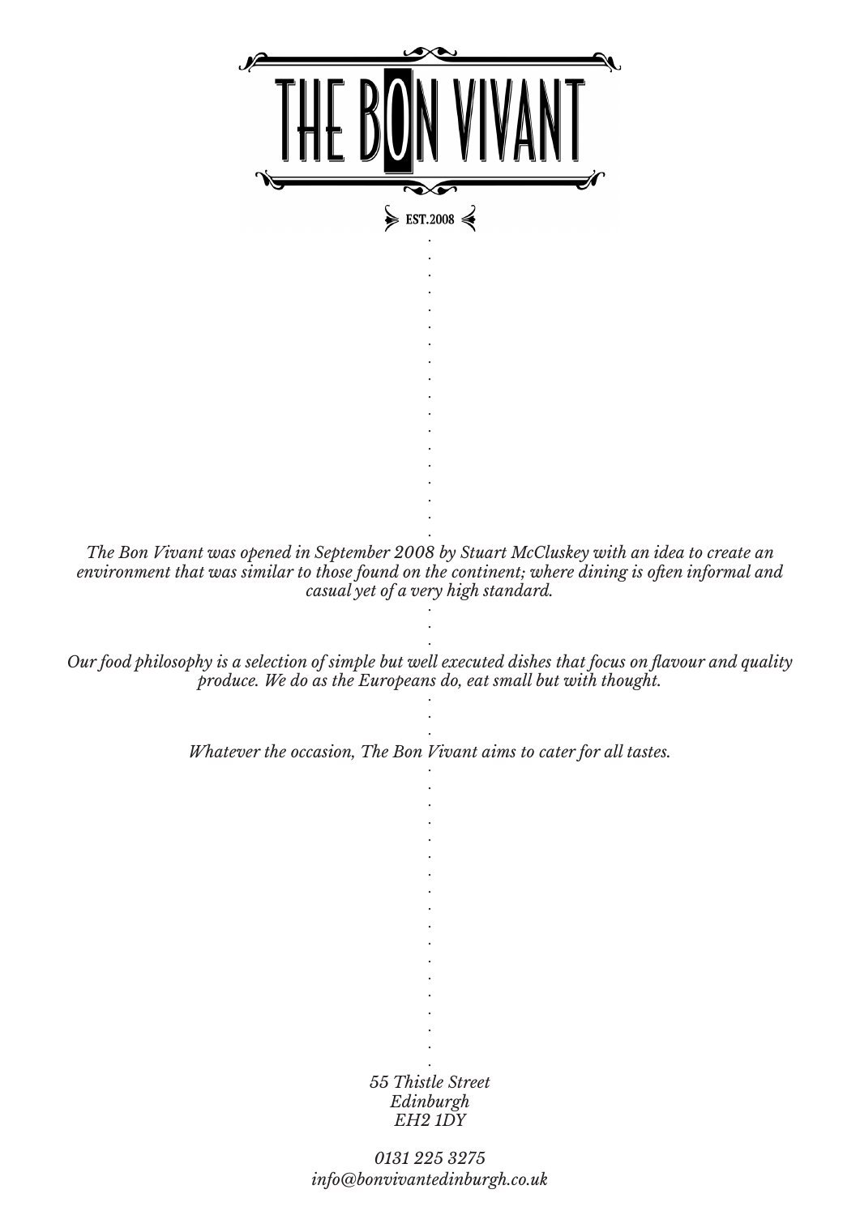# THE BON VIVANT

EST.2008

*The Bon Vivant was opened in September 2008 by Stuart McCluskey with an idea to create an environment that was similar to those found on the continent; where dining is often informal and casual yet of a very high standard.*

*Our food philosophy is a selection of simple but well executed dishes that focus on flavour and quality produce. We do as the Europeans do, eat small but with thought.*

*Whatever the occasion, The Bon Vivant aims to cater for all tastes.*

*55 Thistle Street*
*Edinburgh*
*EH2 1DY*

*0131 225 3275*
*info@bonvivantedinburgh.co.uk*